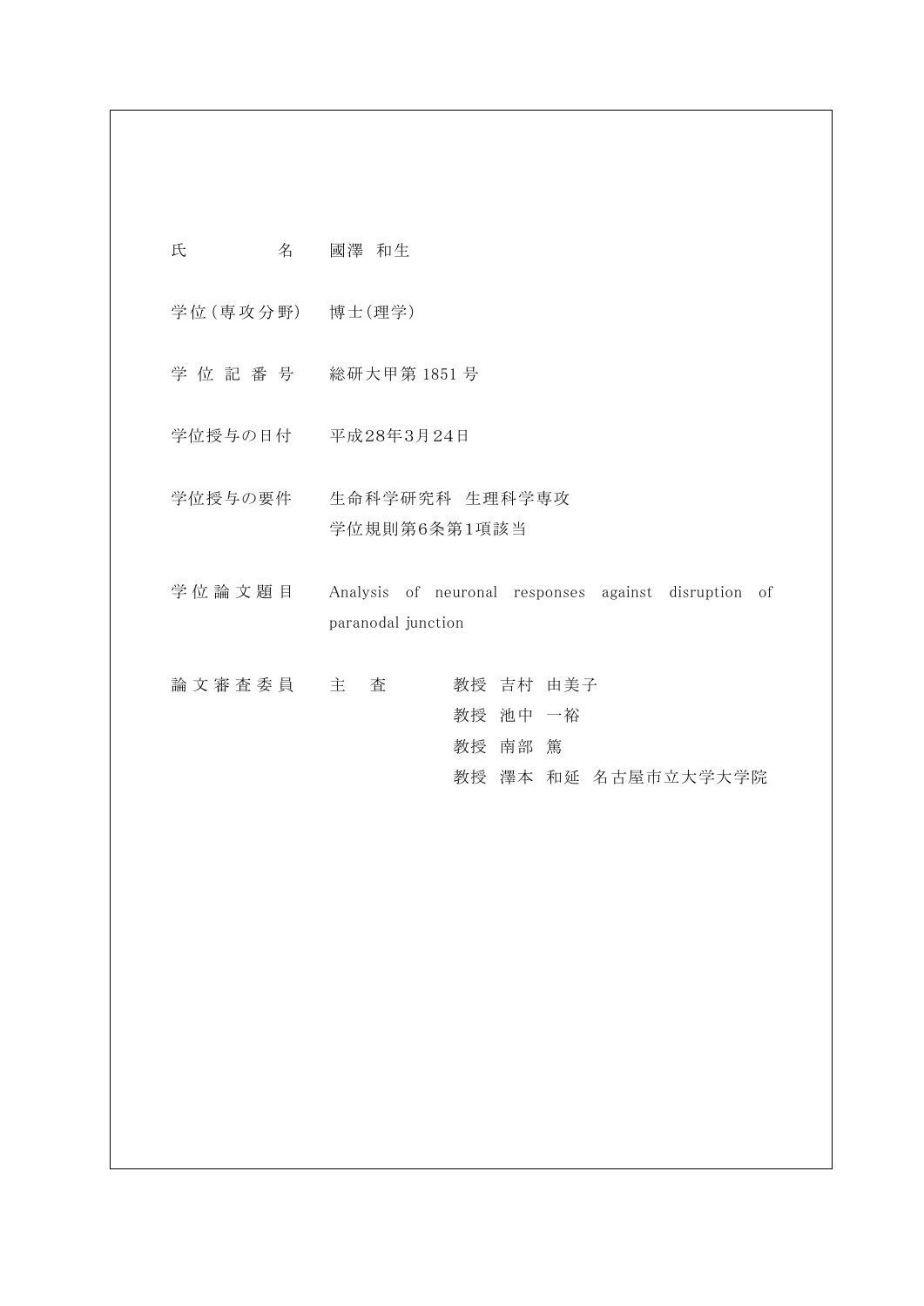| | | | |
|---|---|---|---|
| 氏　　　　　名 | 國澤　和生 | | |
| 学位（専攻分野） | 博士（理学） | | |
| 学 位 記 番 号 | 総研大甲第 1851 号 | | |
| 学位授与の日付 | 平成28年3月24日 | | |
| 学位授与の要件 | 生命科学研究科　生理科学専攻<br>学位規則第6条第1項該当 | | |
| 学 位 論 文 題 目 | Analysis of neuronal responses against disruption of paranodal junction | | |
| 論 文 審 査 委 員 | 主　査 | 教授　吉村　由美子 | |
| | | 教授　池中　一裕 | |
| | | 教授　南部　篤 | |
| | | 教授　澤本　和延 | 名古屋市立大学大学院 |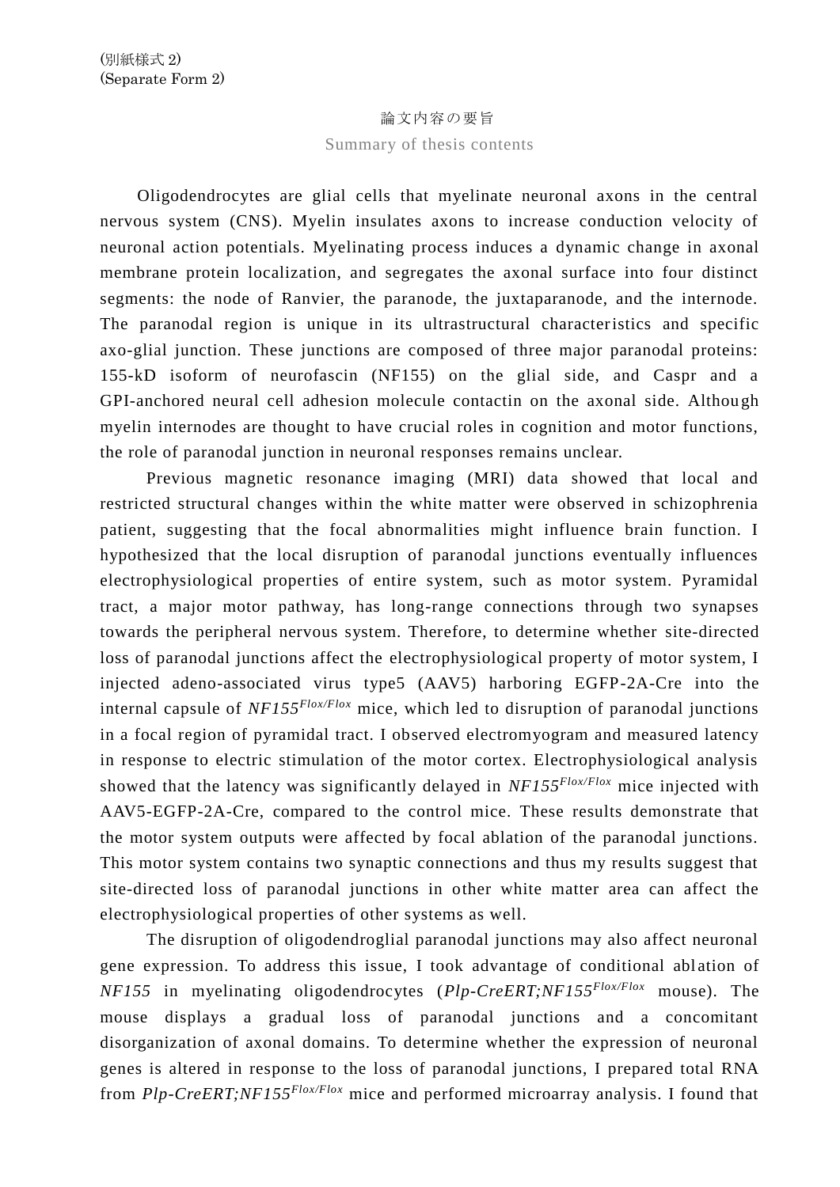(別紙様式 2)
(Separate Form 2)

論文内容の要旨

Summary of thesis contents

Oligodendrocytes are glial cells that myelinate neuronal axons in the central nervous system (CNS). Myelin insulates axons to increase conduction velocity of neuronal action potentials. Myelinating process induces a dynamic change in axonal membrane protein localization, and segregates the axonal surface into four distinct segments: the node of Ranvier, the paranode, the juxtaparanode, and the internode. The paranodal region is unique in its ultrastructural characteristics and specific axo-glial junction. These junctions are composed of three major paranodal proteins: 155-kD isoform of neurofascin (NF155) on the glial side, and Caspr and a GPI-anchored neural cell adhesion molecule contactin on the axonal side. Although myelin internodes are thought to have crucial roles in cognition and motor functions, the role of paranodal junction in neuronal responses remains unclear.

Previous magnetic resonance imaging (MRI) data showed that local and restricted structural changes within the white matter were observed in schizophrenia patient, suggesting that the focal abnormalities might influence brain function. I hypothesized that the local disruption of paranodal junctions eventually influences electrophysiological properties of entire system, such as motor system. Pyramidal tract, a major motor pathway, has long-range connections through two synapses towards the peripheral nervous system. Therefore, to determine whether site-directed loss of paranodal junctions affect the electrophysiological property of motor system, I injected adeno-associated virus type5 (AAV5) harboring EGFP-2A-Cre into the internal capsule of *NF155$^{Flox/Flox}$* mice, which led to disruption of paranodal junctions in a focal region of pyramidal tract. I observed electromyogram and measured latency in response to electric stimulation of the motor cortex. Electrophysiological analysis showed that the latency was significantly delayed in *NF155$^{Flox/Flox}$* mice injected with AAV5-EGFP-2A-Cre, compared to the control mice. These results demonstrate that the motor system outputs were affected by focal ablation of the paranodal junctions. This motor system contains two synaptic connections and thus my results suggest that site-directed loss of paranodal junctions in other white matter area can affect the electrophysiological properties of other systems as well.

The disruption of oligodendroglial paranodal junctions may also affect neuronal gene expression. To address this issue, I took advantage of conditional ablation of *NF155* in myelinating oligodendrocytes (*Plp-CreERT;NF155$^{Flox/Flox}$* mouse). The mouse displays a gradual loss of paranodal junctions and a concomitant disorganization of axonal domains. To determine whether the expression of neuronal genes is altered in response to the loss of paranodal junctions, I prepared total RNA from *Plp-CreERT;NF155$^{Flox/Flox}$* mice and performed microarray analysis. I found that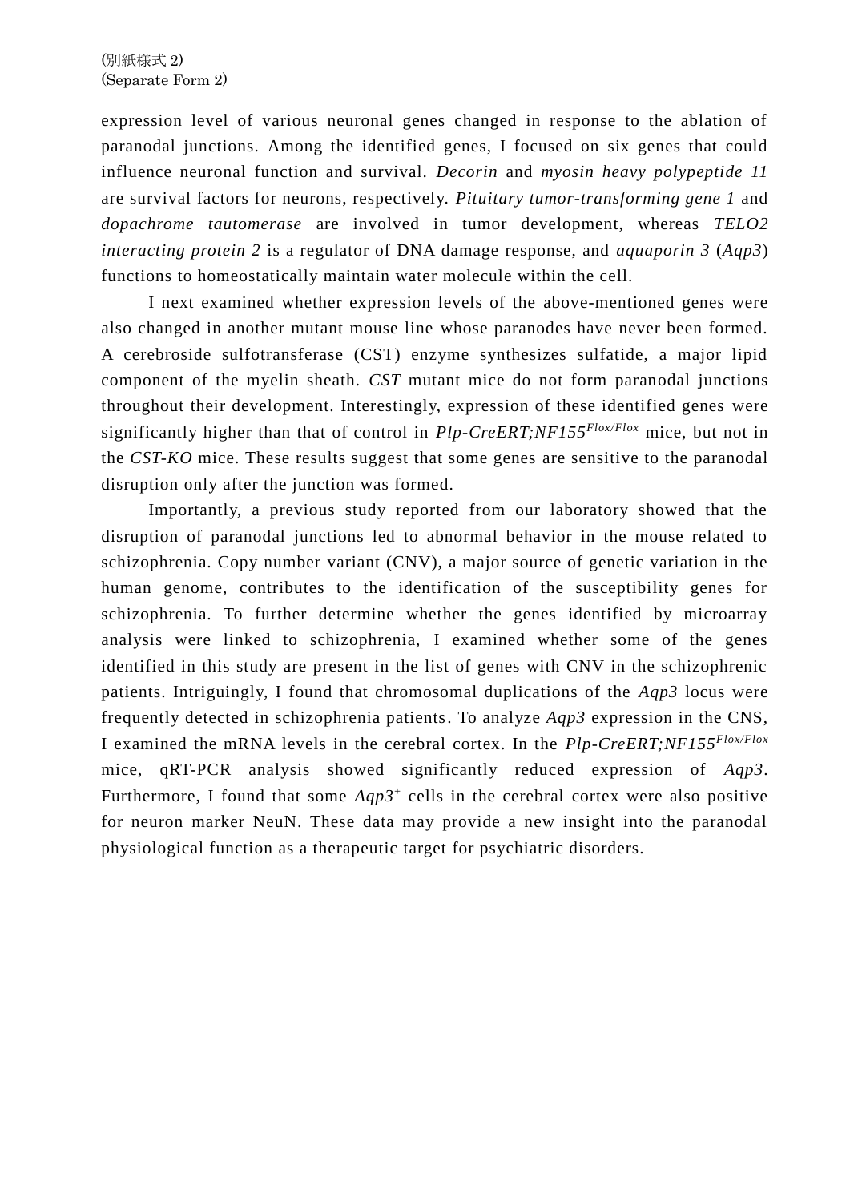(別紙様式 2)
(Separate Form 2)

expression level of various neuronal genes changed in response to the ablation of paranodal junctions. Among the identified genes, I focused on six genes that could influence neuronal function and survival. *Decorin* and *myosin heavy polypeptide 11* are survival factors for neurons, respectively. *Pituitary tumor-transforming gene 1* and *dopachrome tautomerase* are involved in tumor development, whereas *TELO2 interacting protein 2* is a regulator of DNA damage response, and *aquaporin 3* (*Aqp3*) functions to homeostatically maintain water molecule within the cell.

I next examined whether expression levels of the above-mentioned genes were also changed in another mutant mouse line whose paranodes have never been formed. A cerebroside sulfotransferase (CST) enzyme synthesizes sulfatide, a major lipid component of the myelin sheath. *CST* mutant mice do not form paranodal junctions throughout their development. Interestingly, expression of these identified genes were significantly higher than that of control in *Plp-CreERT;NF155*$^{Flox/Flox}$ mice, but not in the *CST-KO* mice. These results suggest that some genes are sensitive to the paranodal disruption only after the junction was formed.

Importantly, a previous study reported from our laboratory showed that the disruption of paranodal junctions led to abnormal behavior in the mouse related to schizophrenia. Copy number variant (CNV), a major source of genetic variation in the human genome, contributes to the identification of the susceptibility genes for schizophrenia. To further determine whether the genes identified by microarray analysis were linked to schizophrenia, I examined whether some of the genes identified in this study are present in the list of genes with CNV in the schizophrenic patients. Intriguingly, I found that chromosomal duplications of the *Aqp3* locus were frequently detected in schizophrenia patients. To analyze *Aqp3* expression in the CNS, I examined the mRNA levels in the cerebral cortex. In the *Plp-CreERT;NF155*$^{Flox/Flox}$ mice, qRT-PCR analysis showed significantly reduced expression of *Aqp3*. Furthermore, I found that some *Aqp3*$^{+}$ cells in the cerebral cortex were also positive for neuron marker NeuN. These data may provide a new insight into the paranodal physiological function as a therapeutic target for psychiatric disorders.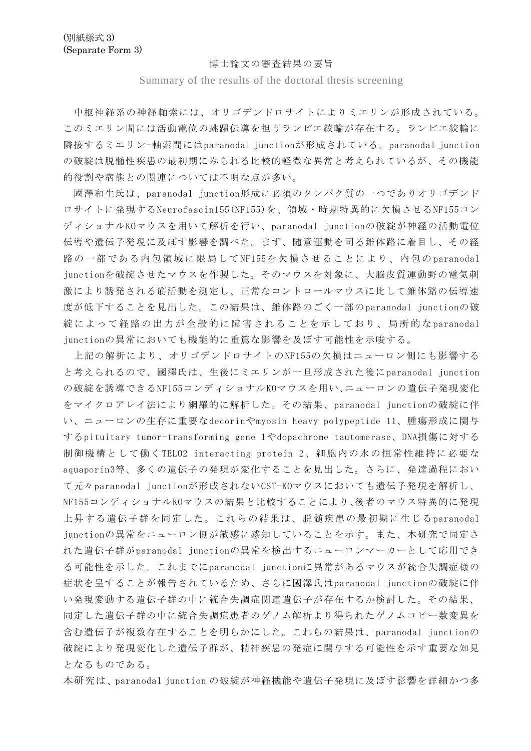(別紙様式 3)
(Separate Form 3)

# 博士論文の審査結果の要旨

Summary of the results of the doctoral thesis screening

中枢神経系の神経軸索には、オリゴデンドロサイトによりミエリンが形成されている。このミエリン間には活動電位の跳躍伝導を担うランビエ絞輪が存在する。ランビエ絞輪に隣接するミエリン-軸索間にはparanodal junctionが形成されている。paranodal junctionの破綻は脱髄性疾患の最初期にみられる比較的軽微な異常と考えられているが、その機能的役割や病態との関連については不明な点が多い。

國澤和生氏は、paranodal junction形成に必須のタンパク質の一つでありオリゴデンドロサイトに発現するNeurofascin155(NF155)を、領域・時期特異的に欠損させるNF155コンディショナルKOマウスを用いて解析を行い、paranodal junctionの破綻が神経の活動電位伝導や遺伝子発現に及ぼす影響を調べた。まず、随意運動を司る錐体路に着目し、その経路の一部である内包領域に限局してNF155を欠損させることにより、内包のparanodal junctionを破綻させたマウスを作製した。そのマウスを対象に、大脳皮質運動野の電気刺激により誘発される筋活動を測定し、正常なコントロールマウスに比して錐体路の伝導速度が低下することを見出した。この結果は、錐体路のごく一部のparanodal junctionの破綻によって経路の出力が全般的に障害されることを示しており、局所的なparanodal junctionの異常においても機能的に重篤な影響を及ぼす可能性を示唆する。

上記の解析により、オリゴデンドロサイトのNF155の欠損はニューロン側にも影響すると考えられるので、國澤氏は、生後にミエリンが一旦形成された後にparanodal junctionの破綻を誘導できるNF155コンディショナルKOマウスを用い、ニューロンの遺伝子発現変化をマイクロアレイ法により網羅的に解析した。その結果、paranodal junctionの破綻に伴い、ニューロンの生存に重要なdecorinやmyosin heavy polypeptide 11、腫瘍形成に関与するpituitary tumor-transforming gene 1やdopachrome tautomerase、DNA損傷に対する制御機構として働くTELO2 interacting protein 2、細胞内の水の恒常性維持に必要なaquaporin3等、多くの遺伝子の発現が変化することを見出した。さらに、発達過程において元々paranodal junctionが形成されないCST-KOマウスにおいても遺伝子発現を解析し、NF155コンディショナルKOマウスの結果と比較することにより、後者のマウス特異的に発現上昇する遺伝子群を同定した。これらの結果は、脱髄疾患の最初期に生じるparanodal junctionの異常をニューロン側が敏感に感知していることを示す。また、本研究で同定された遺伝子群がparanodal junctionの異常を検出するニューロンマーカーとして応用できる可能性を示した。これまでにparanodal junctionに異常があるマウスが統合失調症様の症状を呈することが報告されているため、さらに國澤氏はparanodal junctionの破綻に伴い発現変動する遺伝子群の中に統合失調症関連遺伝子が存在するか検討した。その結果、同定した遺伝子群の中に統合失調症患者のゲノム解析より得られたゲノムコピー数変異を含む遺伝子が複数存在することを明らかにした。これらの結果は、paranodal junctionの破綻により発現変化した遺伝子群が、精神疾患の発症に関与する可能性を示す重要な知見となるものである。

本研究は、paranodal junction の破綻が神経機能や遺伝子発現に及ぼす影響を詳細かつ多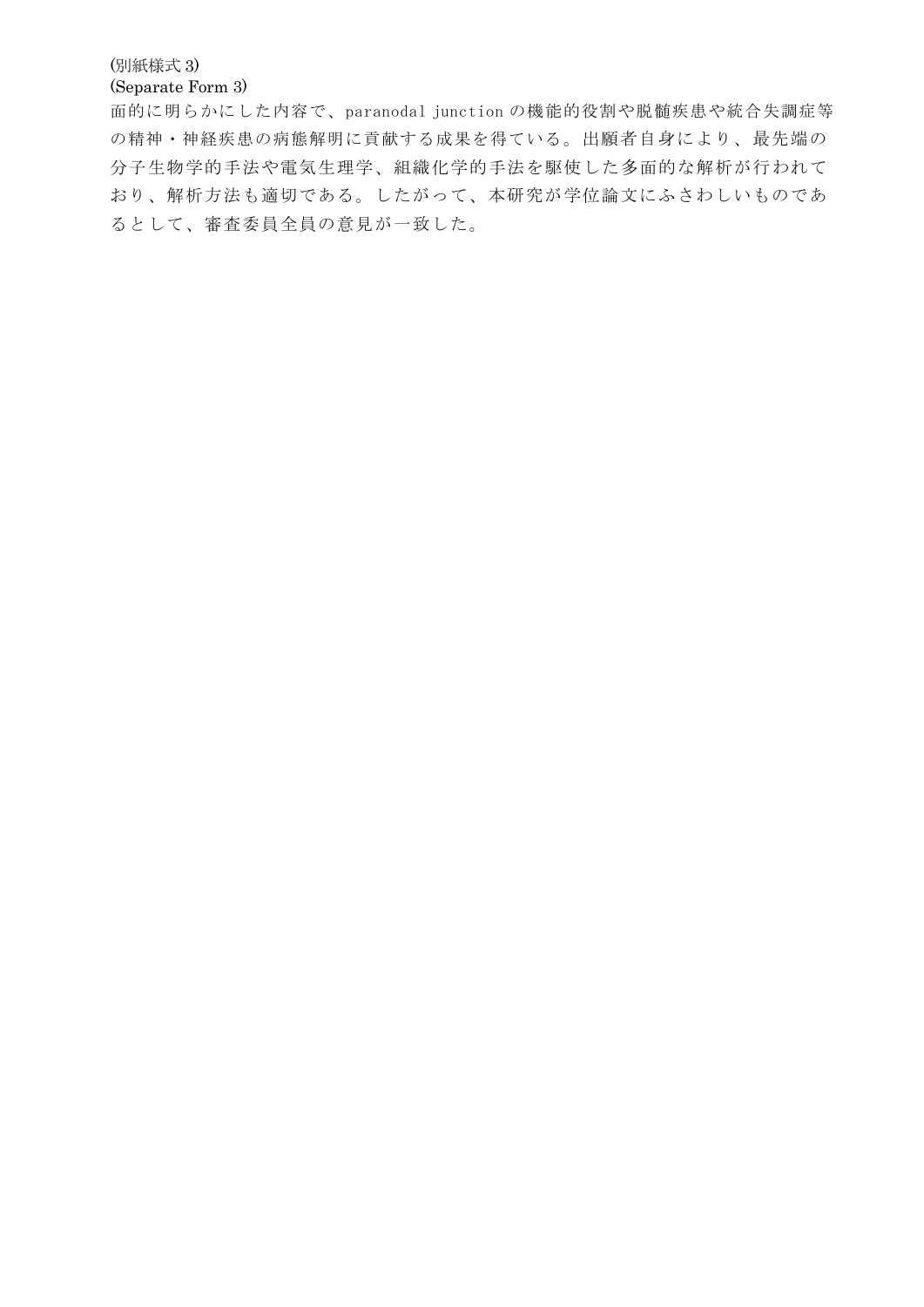(別紙様式 3)
(Separate Form 3)

面的に明らかにした内容で、paranodal junction の機能的役割や脱髄疾患や統合失調症等の精神・神経疾患の病態解明に貢献する成果を得ている。出願者自身により、最先端の分子生物学的手法や電気生理学、組織化学的手法を駆使した多面的な解析が行われており、解析方法も適切である。したがって、本研究が学位論文にふさわしいものであるとして、審査委員全員の意見が一致した。